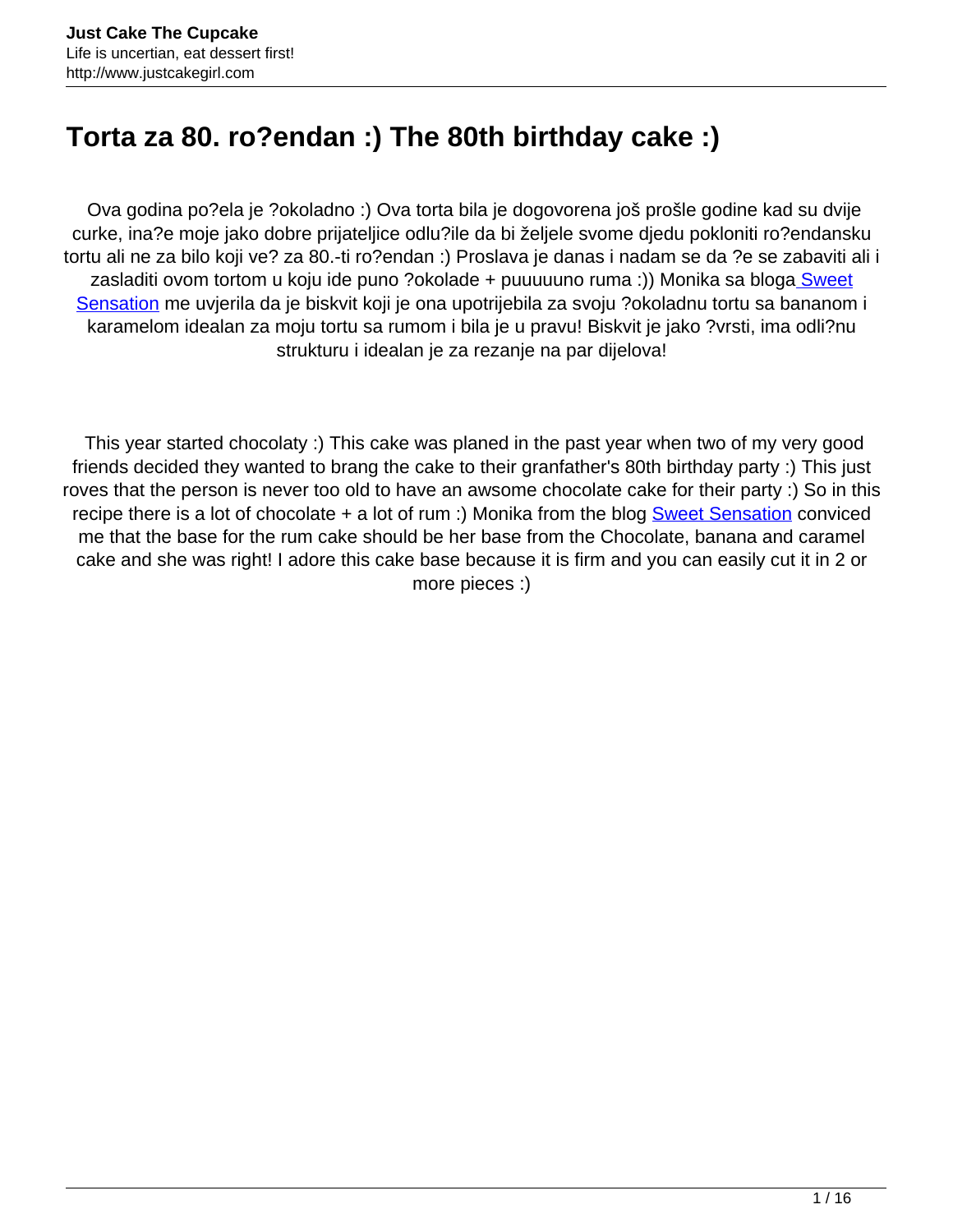# Torta za 80. ro?endan :) The 80th birthday cake :)

Ova godina po?ela je ?okoladno :) Ova torta bila je dogovorena još prošle godine kad su dvije curke, ina?e moje jako dobre prijateljice odlu?ile da bi željele svome djedu pokloniti ro?endansku tortu ali ne za bilo koji ve? za 80.-ti ro?endan :) Proslava je danas i nadam se da ?e se zabaviti ali i zasladiti ovom tortom u koju ide puno ?okolade + puuuuuno ruma :)) Monika sa bloga [Sweet Sensation] me uvjerila da je biskvit koji je ona upotrijebila za svoju ?okoladnu tortu sa bananom i karamelom idealan za moju tortu sa rumom i bila je u pravu! Biskvit je jako ?vrsti, ima odli?nu strukturu i idealan je za rezanje na par dijelova!

This year started chocolaty :) This cake was planed in the past year when two of my very good friends decided they wanted to brang the cake to their granfather's 80th birthday party :) This just roves that the person is never too old to have an awsome chocolate cake for their party :) So in this recipe there is a lot of chocolate + a lot of rum :) Monika from the blog [Sweet Sensation] conviced me that the base for the rum cake should be her base from the Chocolate, banana and caramel cake and she was right! I adore this cake base because it is firm and you can easily cut it in 2 or more pieces :)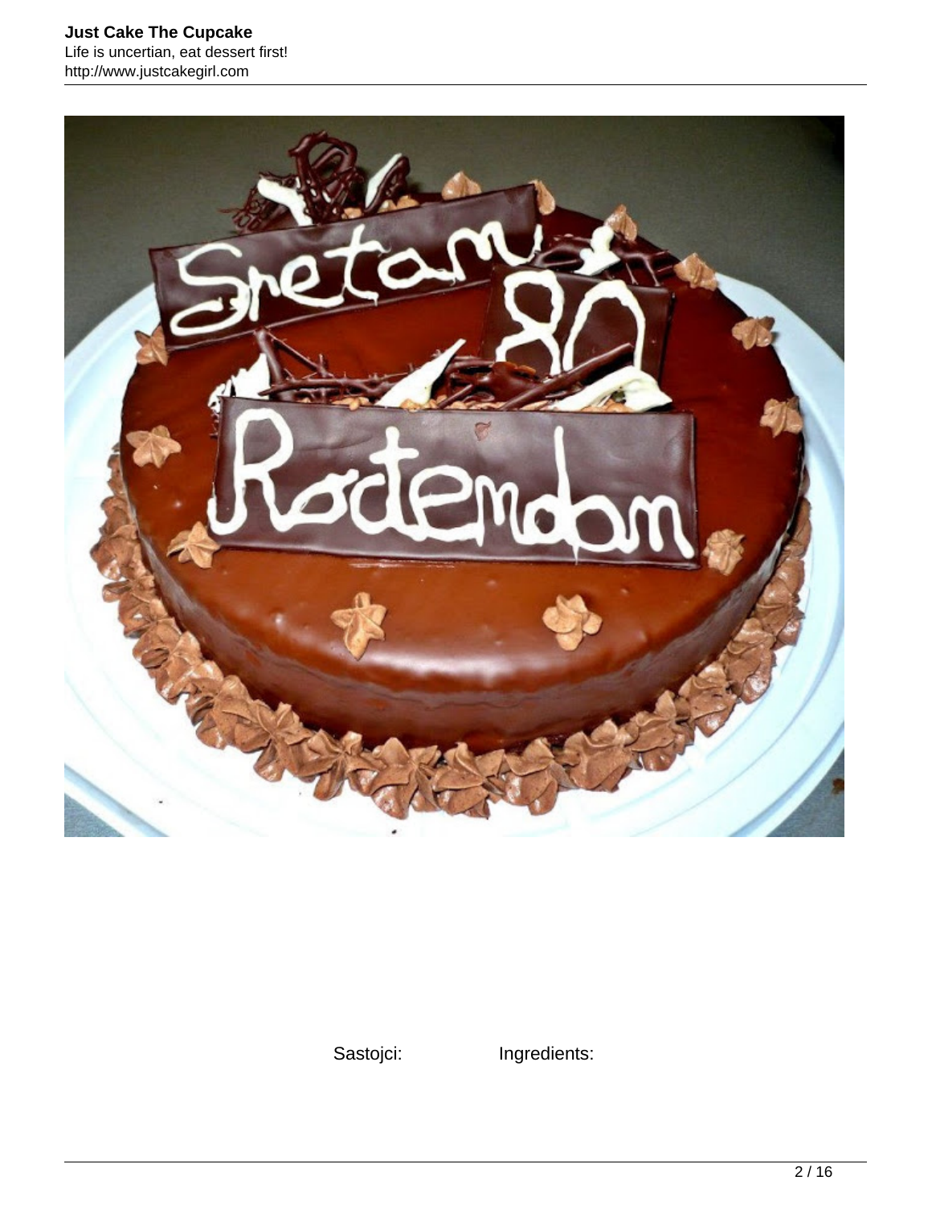Sastojci: Ingredients: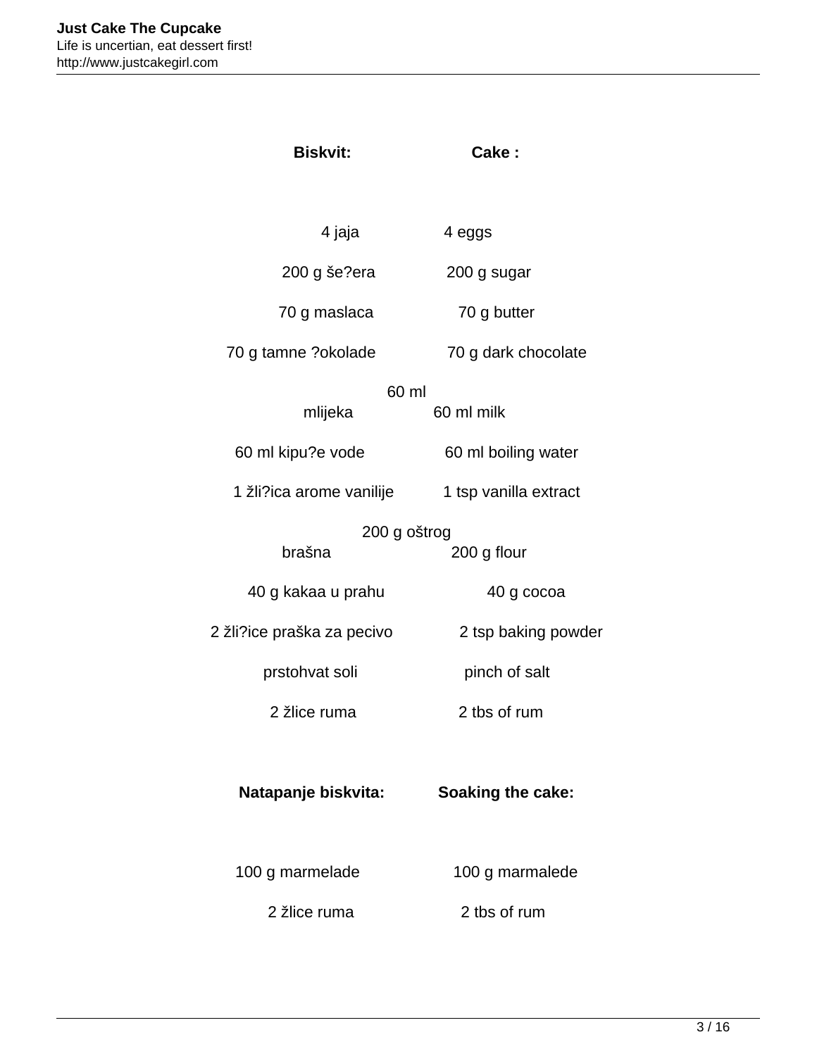| **Biskvit:** | **Cake :** |
| --- | --- |
| 4 jaja | 4 eggs |
| 200 g še?era | 200 g sugar |
| 70 g maslaca | 70 g butter |
| 70 g tamne ?okolade | 70 g dark chocolate |
| 60 ml mlijeka | 60 ml milk |
| 60 ml kipu?e vode | 60 ml boiling water |
| 1 žli?ica arome vanilije | 1 tsp vanilla extract |
| 200 g oštrog brašna | 200 g flour |
| 40 g kakaa u prahu | 40 g cocoa |
| 2 žli?ice praška za pecivo | 2 tsp baking powder |
| prstohvat soli | pinch of salt |
| 2 žlice ruma | 2 tbs of rum |

| **Natapanje biskvita:** | **Soaking the cake:** |
| --- | --- |
| 100 g marmelade | 100 g marmalede |
| 2 žlice ruma | 2 tbs of rum |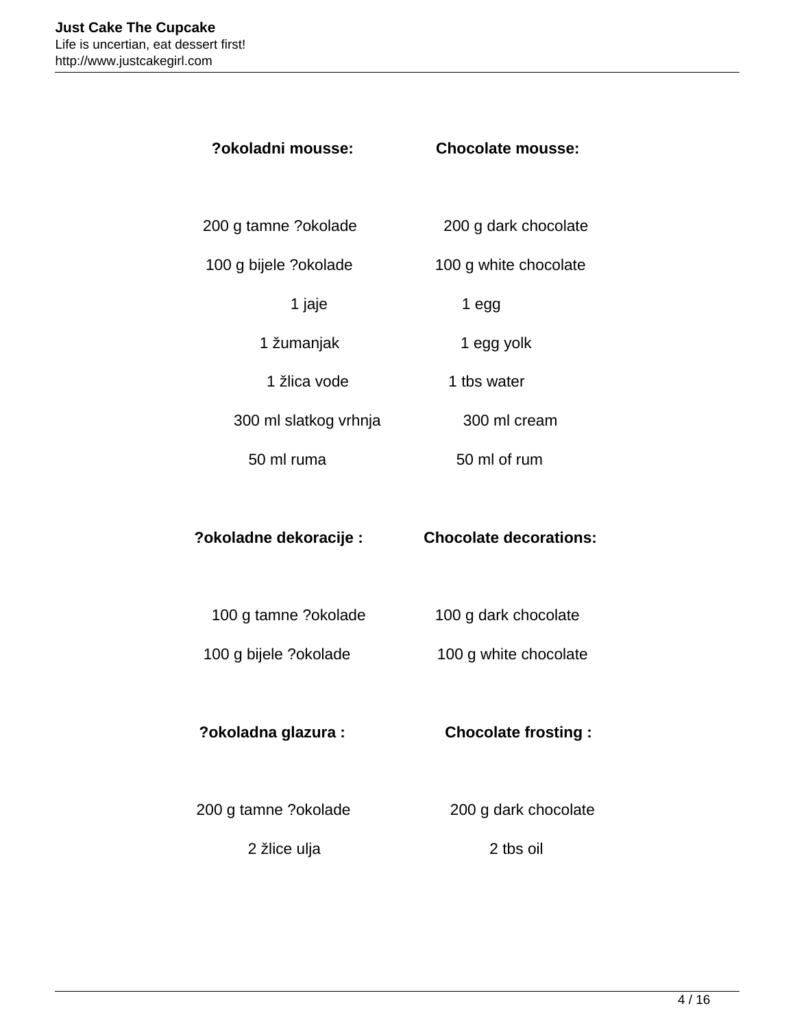| **?okoladni mousse:** | **Chocolate mousse:** |
| --- | --- |
| 200 g tamne ?okolade | 200 g dark chocolate |
| 100 g bijele ?okolade | 100 g white chocolate |
| 1 jaje | 1 egg |
| 1 žumanjak | 1 egg yolk |
| 1 žlica vode | 1 tbs water |
| 300 ml slatkog vrhnja | 300 ml cream |
| 50 ml ruma | 50 ml of rum |

| **?okoladne dekoracije :** | **Chocolate decorations:** |
| --- | --- |
| 100 g tamne ?okolade | 100 g dark chocolate |
| 100 g bijele ?okolade | 100 g white chocolate |

| **?okoladna glazura :** | **Chocolate frosting :** |
| --- | --- |
| 200 g tamne ?okolade | 200 g dark chocolate |
| 2 žlice ulja | 2 tbs oil |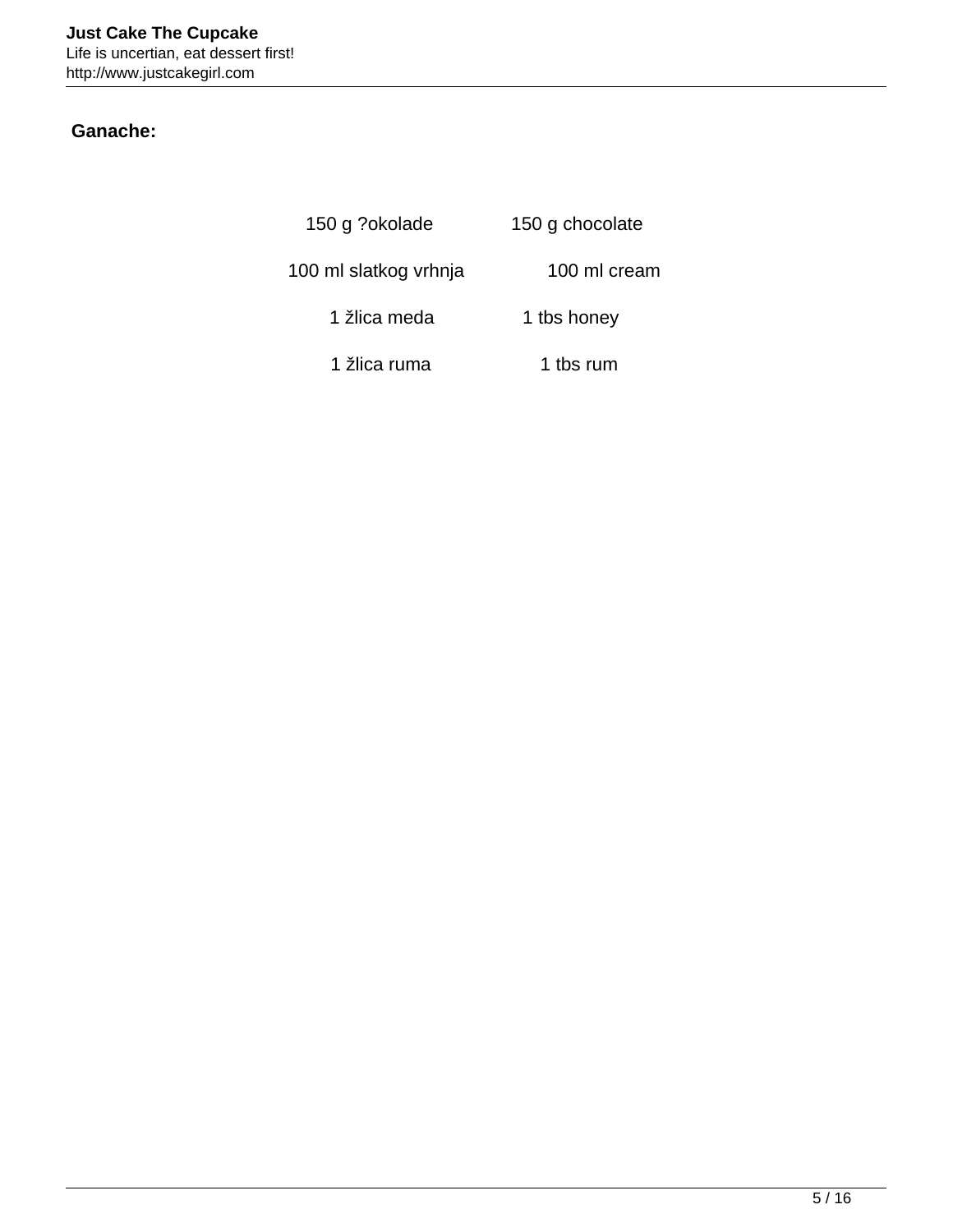**Ganache:**

| | |
|---|---|
| 150 g ?okolade | 150 g chocolate |
| 100 ml slatkog vrhnja | 100 ml cream |
| 1 žlica meda | 1 tbs honey |
| 1 žlica ruma | 1 tbs rum |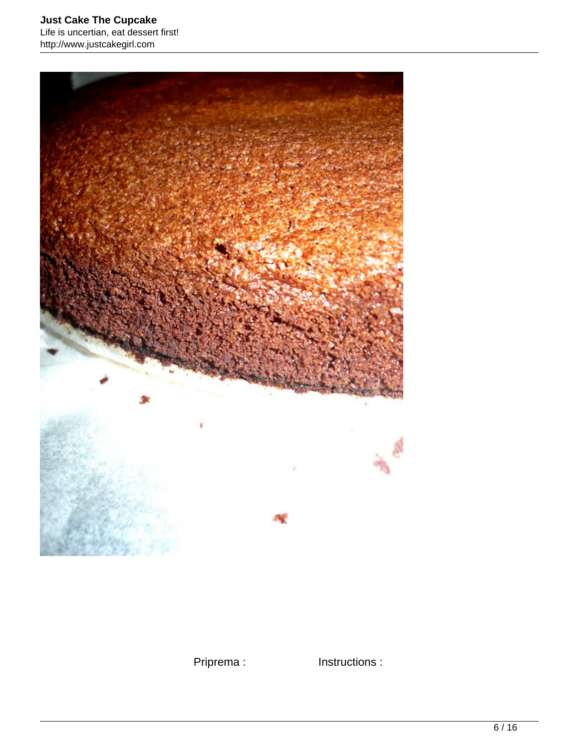Priprema : Instructions :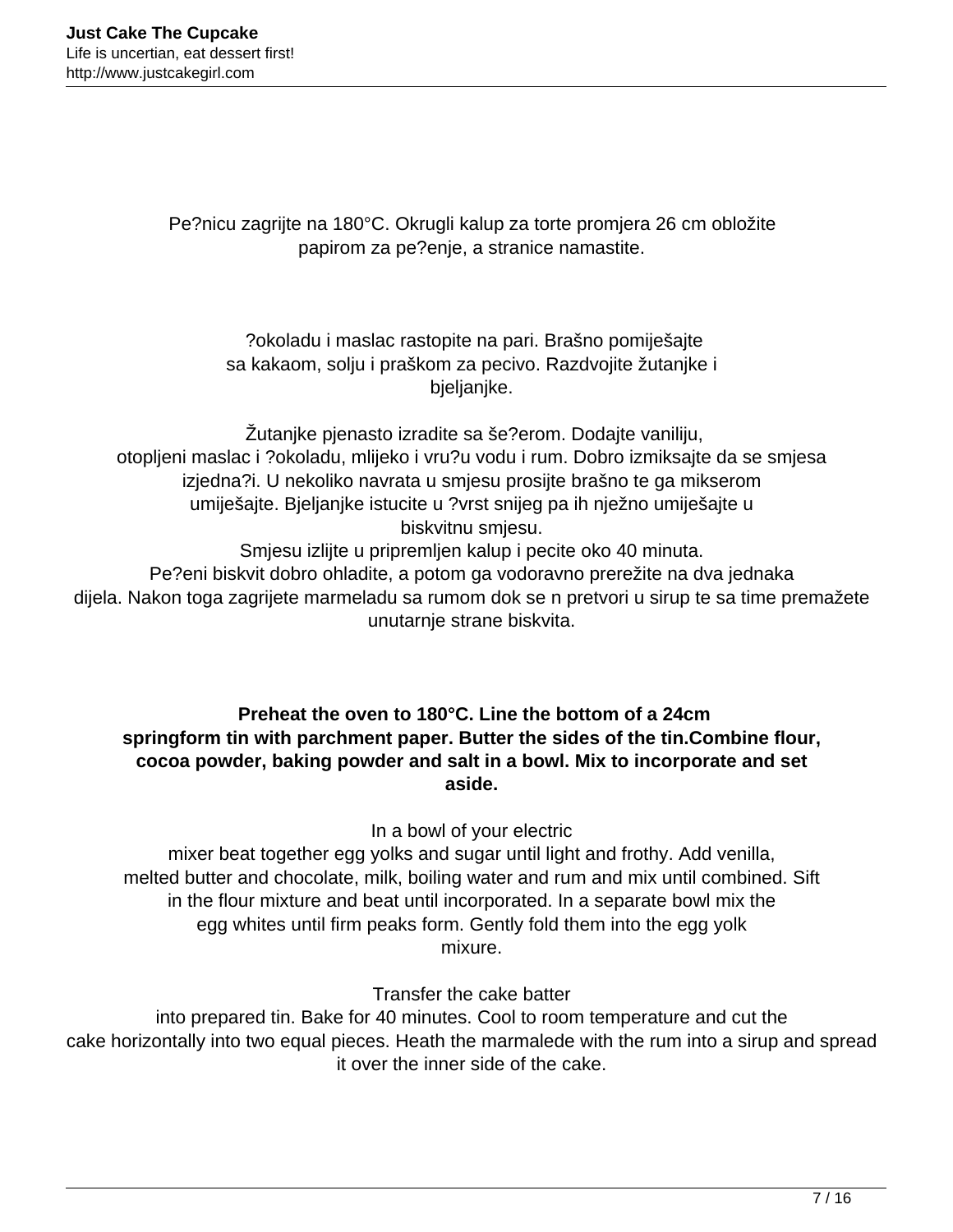Pe?nicu zagrijte na 180°C. Okrugli kalup za torte promjera 26 cm obložite papirom za pe?enje, a stranice namastite.

?okoladu i maslac rastopite na pari. Brašno pomiješajte sa kakaom, solju i praškom za pecivo. Razdvojite žutanjke i bjeljanjke.

Žutanjke pjenasto izradite sa še?erom. Dodajte vaniliju, otopljeni maslac i ?okoladu, mlijeko i vru?u vodu i rum. Dobro izmiksajte da se smjesa izjedna?i. U nekoliko navrata u smjesu prosijte brašno te ga mikserom umiješajte. Bjeljanjke istucite u ?vrst snijeg pa ih nježno umiješajte u biskvitnu smjesu.
Smjesu izlijte u pripremljen kalup i pecite oko 40 minuta.
Pe?eni biskvit dobro ohladite, potom ga vodoravno prerežite na dva jednaka dijela. Nakon toga zagrijete marmeladu sa rumom dok se n pretvori u sirup te sa time premažete unutarnje strane biskvita.

**Preheat the oven to 180°C. Line the bottom of a 24cm springform tin with parchment paper. Butter the sides of the tin.Combine flour, cocoa powder, baking powder and salt in a bowl. Mix to incorporate and set aside.**

In a bowl of your electric mixer beat together egg yolks and sugar until light and frothy. Add venilla, melted butter and chocolate, milk, boiling water and rum and mix until combined. Sift in the flour mixture and beat until incorporated. In a separate bowl mix the egg whites until firm peaks form. Gently fold them into the egg yolk mixure.

Transfer the cake batter into prepared tin. Bake for 40 minutes. Cool to room temperature and cut the cake horizontally into two equal pieces. Heath the marmalede with the rum into a sirup and spread it over the inner side of the cake.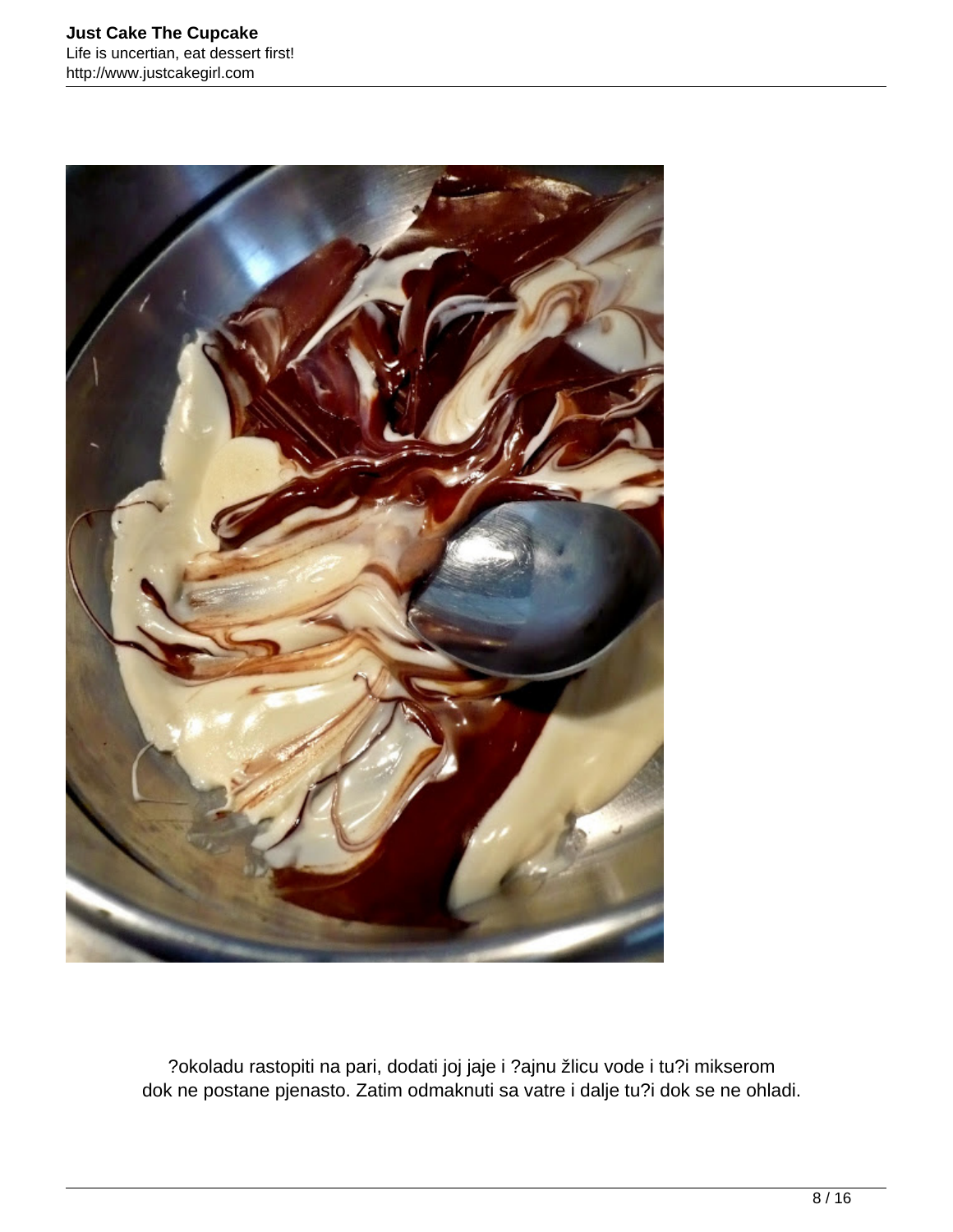?okoladu rastopiti na pari, dodati joj jaje i ?ajnu žlicu vode i tu?i mikserom dok ne postane pjenasto. Zatim odmaknuti sa vatre i dalje tu?i dok se ne ohladi.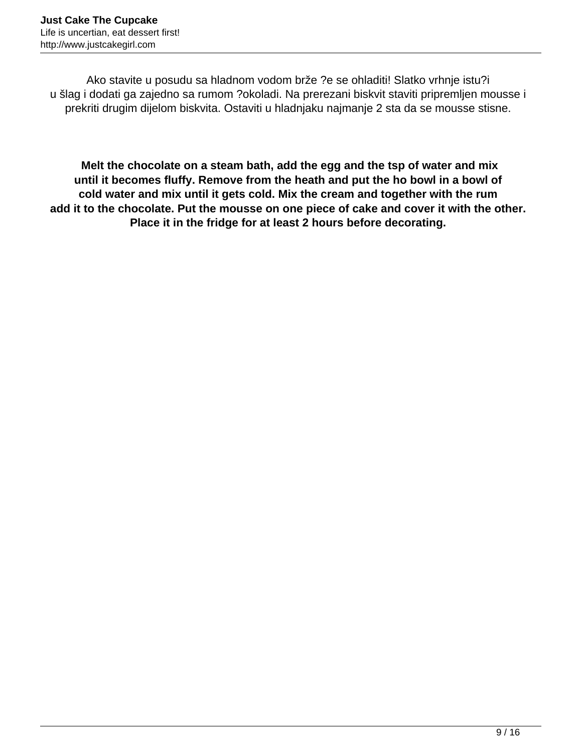Ako stavite u posudu sa hladnom vodom brže ?e se ohladiti! Slatko vrhnje istu?i
u šlag i dodati ga zajedno sa rumom ?okoladi. Na prerezani biskvit staviti pripremljen mousse i
prekriti drugim dijelom biskvita. Ostaviti u hladnjaku najmanje 2 sta da se mousse stisne.

**Melt the chocolate on a steam bath, add the egg and the tsp of water and mix until it becomes fluffy. Remove from the heath and put the ho bowl in a bowl of cold water and mix until it gets cold. Mix the cream and together with the rum add it to the chocolate. Put the mousse on one piece of cake and cover it with the other. Place it in the fridge for at least 2 hours before decorating.**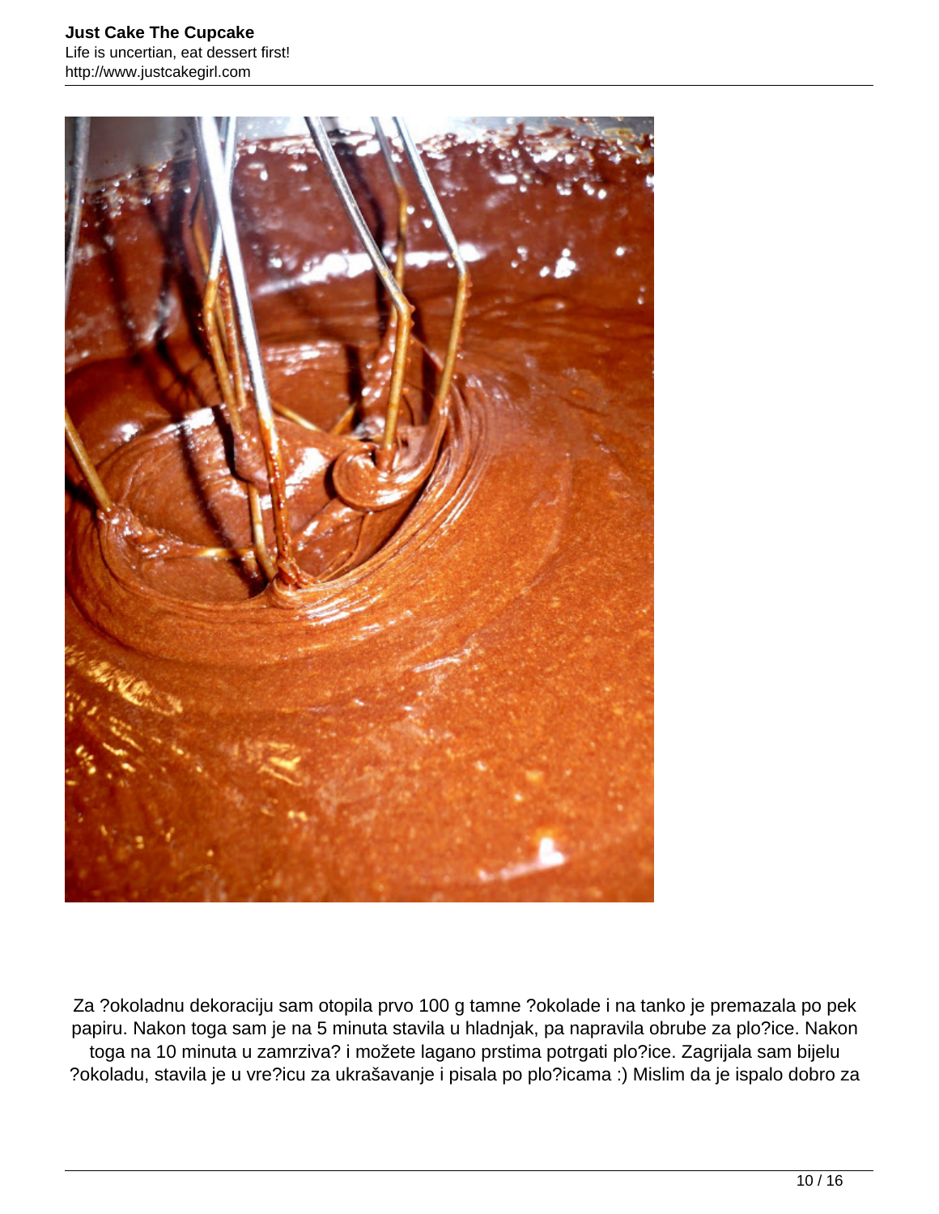Za ?okoladnu dekoraciju sam otopila prvo 100 g tamne ?okolade i na tanko je premazala po pek papiru. Nakon toga sam je na 5 minuta stavila u hladnjak, pa napravila obrube za plo?ice. Nakon toga na 10 minuta u zamrziva? i možete lagano prstima potrgati plo?ice. Zagrijala sam bijelu ?okoladu, stavila je u vre?icu za ukrašavanje i pisala po plo?icama :) Mislim da je ispalo dobro za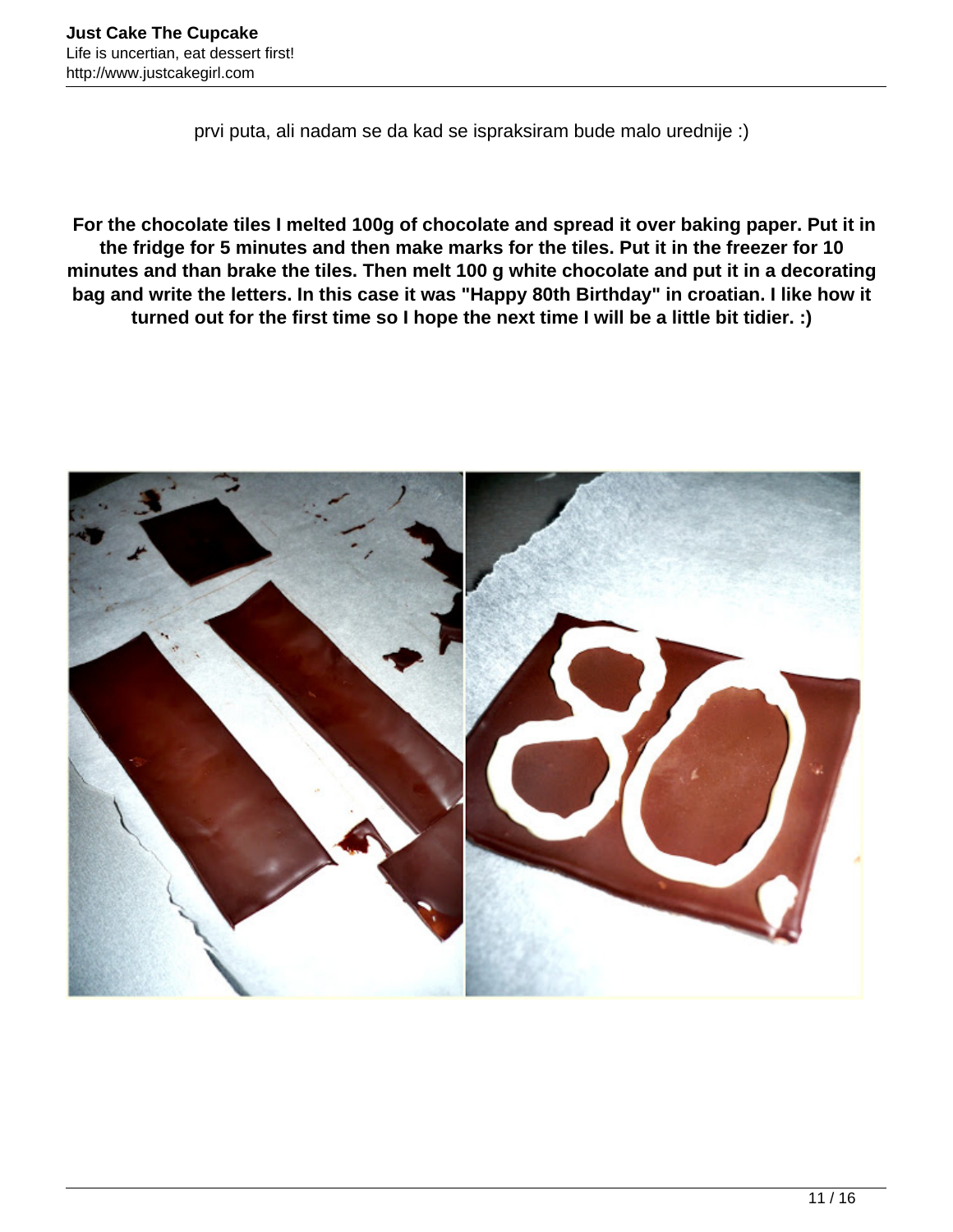prvi puta, ali nadam se da kad se ispraksiram bude malo urednije :)

**For the chocolate tiles I melted 100g of chocolate and spread it over baking paper. Put it in the fridge for 5 minutes and then make marks for the tiles. Put it in the freezer for 10 minutes and than brake the tiles. Then melt 100 g white chocolate and put it in a decorating bag and write the letters. In this case it was "Happy 80th Birthday" in croatian. I like how it turned out for the first time so I hope the next time I will be a little bit tidier. :)**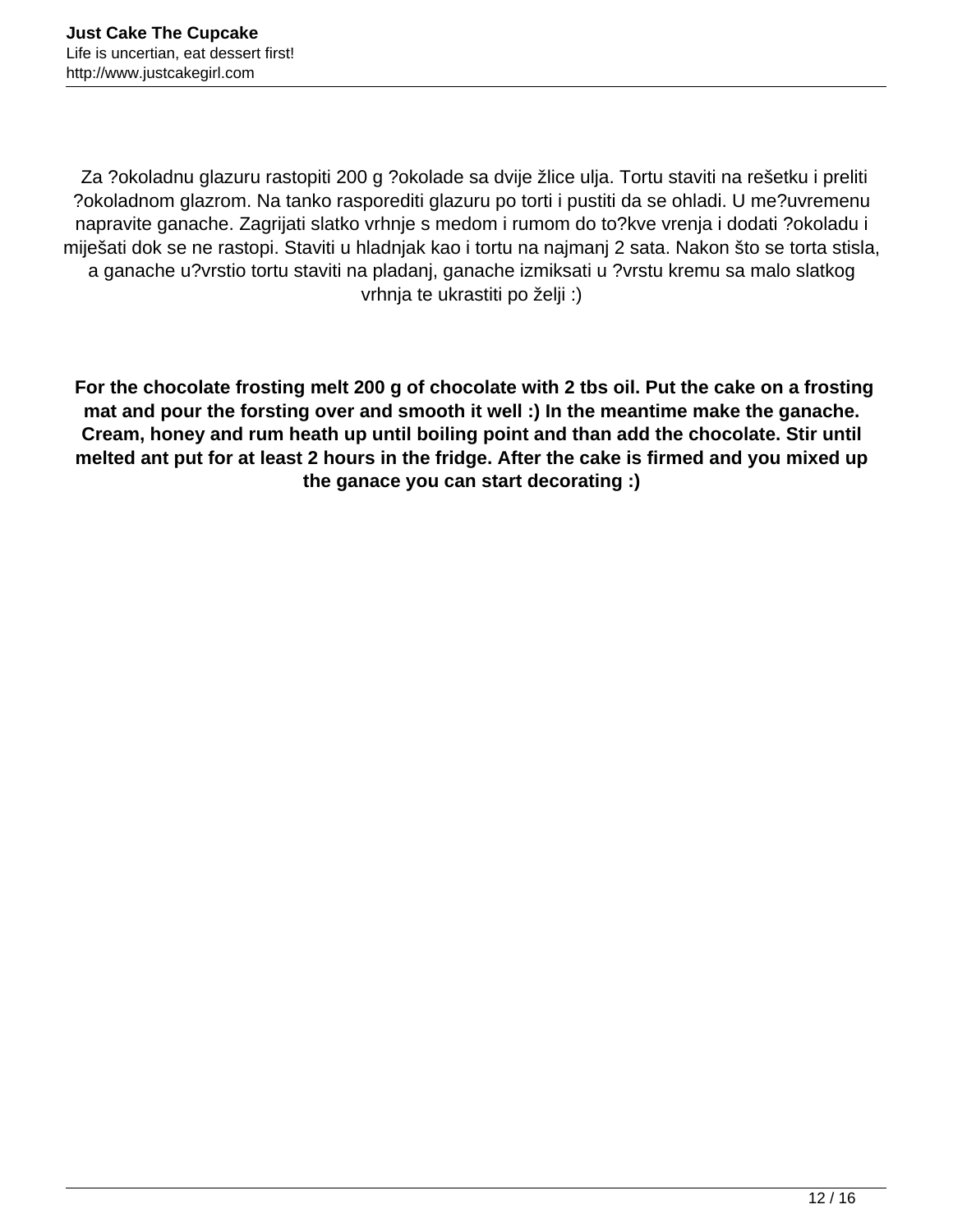Za ?okoladnu glazuru rastopiti 200 g ?okolade sa dvije žlice ulja. Tortu staviti na rešetku i preliti ?okoladnom glazrom. Na tanko rasporediti glazuru po torti i pustiti da se ohladi. U me?uvremenu napravite ganache. Zagrijati slatko vrhnje s medom i rumom do to?kve vrenja i dodati ?okoladu i miješati dok se ne rastopi. Staviti u hladnjak kao i tortu na najmanj 2 sata. Nakon što se torta stisla, a ganache u?vrstio tortu staviti na pladanj, ganache izmiksati u ?vrstu kremu sa malo slatkog vrhnja te ukrastiti po želji :)

**For the chocolate frosting melt 200 g of chocolate with 2 tbs oil. Put the cake on a frosting mat and pour the forsting over and smooth it well :) In the meantime make the ganache. Cream, honey and rum heath up until boiling point and than add the chocolate. Stir until melted ant put for at least 2 hours in the fridge. After the cake is firmed and you mixed up the ganace you can start decorating :)**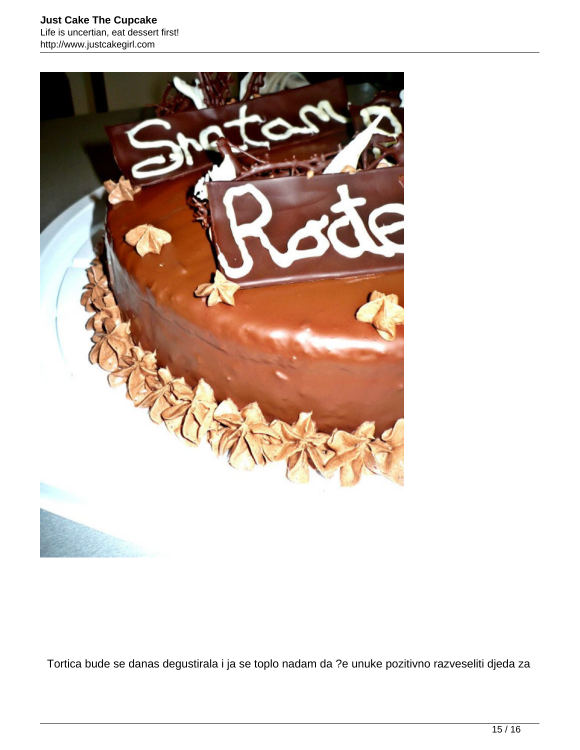Tortica bude se danas degustirala i ja se toplo nadam da ?e unuke pozitivno razveseliti djeda za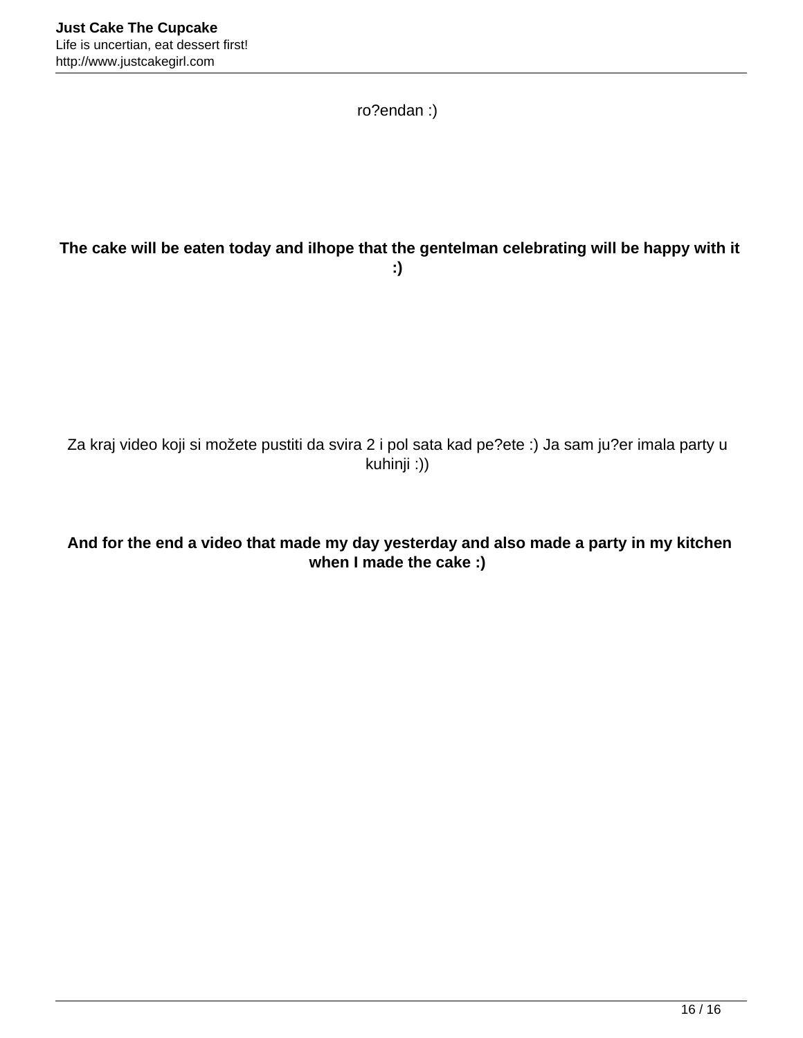ro?endan :)

**The cake will be eaten today and iIhope that the gentelman celebrating will be happy with it :)**

Za kraj video koji si možete pustiti da svira 2 i pol sata kad pe?ete :) Ja sam ju?er imala party u kuhinji :))

**And for the end a video that made my day yesterday and also made a party in my kitchen when I made the cake :)**